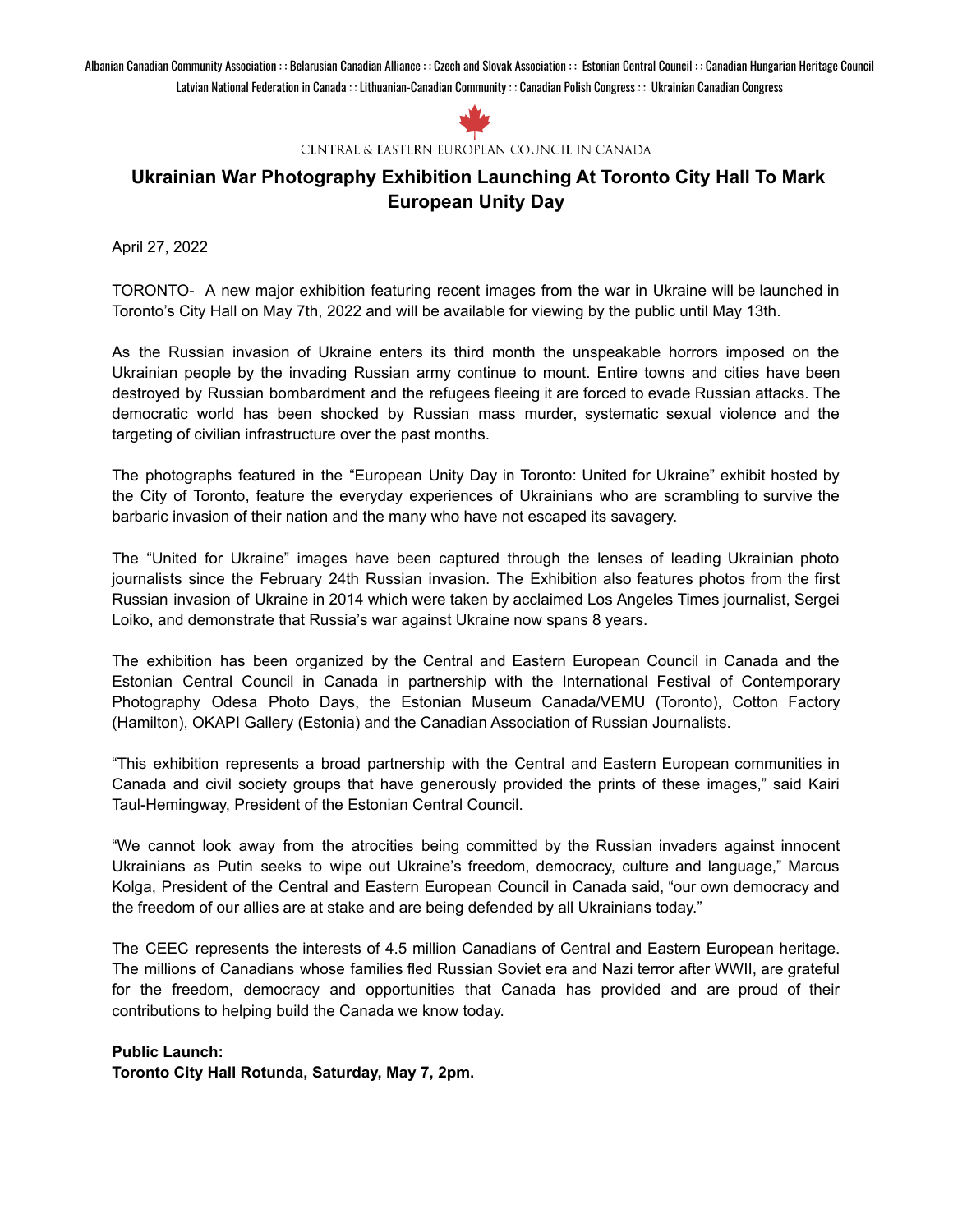Albanian Canadian Community Association :: Belarusian Canadian Alliance :: Czech and Slovak Association :: Estonian Central Council :: Canadian Hungarian Heritage Council
Latvian National Federation in Canada :: Lithuanian-Canadian Community :: Canadian Polish Congress :: Ukrainian Canadian Congress

CENTRAL & EASTERN EUROPEAN COUNCIL IN CANADA

# Ukrainian War Photography Exhibition Launching At Toronto City Hall To Mark European Unity Day

April 27, 2022

TORONTO- A new major exhibition featuring recent images from the war in Ukraine will be launched in Toronto's City Hall on May 7th, 2022 and will be available for viewing by the public until May 13th.

As the Russian invasion of Ukraine enters its third month the unspeakable horrors imposed on the Ukrainian people by the invading Russian army continue to mount. Entire towns and cities have been destroyed by Russian bombardment and the refugees fleeing it are forced to evade Russian attacks. The democratic world has been shocked by Russian mass murder, systematic sexual violence and the targeting of civilian infrastructure over the past months.

The photographs featured in the "European Unity Day in Toronto: United for Ukraine" exhibit hosted by the City of Toronto, feature the everyday experiences of Ukrainians who are scrambling to survive the barbaric invasion of their nation and the many who have not escaped its savagery.

The "United for Ukraine" images have been captured through the lenses of leading Ukrainian photo journalists since the February 24th Russian invasion. The Exhibition also features photos from the first Russian invasion of Ukraine in 2014 which were taken by acclaimed Los Angeles Times journalist, Sergei Loiko, and demonstrate that Russia's war against Ukraine now spans 8 years.

The exhibition has been organized by the Central and Eastern European Council in Canada and the Estonian Central Council in Canada in partnership with the International Festival of Contemporary Photography Odesa Photo Days, the Estonian Museum Canada/VEMU (Toronto), Cotton Factory (Hamilton), OKAPI Gallery (Estonia) and the Canadian Association of Russian Journalists.

"This exhibition represents a broad partnership with the Central and Eastern European communities in Canada and civil society groups that have generously provided the prints of these images," said Kairi Taul-Hemingway, President of the Estonian Central Council.

"We cannot look away from the atrocities being committed by the Russian invaders against innocent Ukrainians as Putin seeks to wipe out Ukraine's freedom, democracy, culture and language," Marcus Kolga, President of the Central and Eastern European Council in Canada said, "our own democracy and the freedom of our allies are at stake and are being defended by all Ukrainians today."

The CEEC represents the interests of 4.5 million Canadians of Central and Eastern European heritage. The millions of Canadians whose families fled Russian Soviet era and Nazi terror after WWII, are grateful for the freedom, democracy and opportunities that Canada has provided and are proud of their contributions to helping build the Canada we know today.

**Public Launch:**
**Toronto City Hall Rotunda, Saturday, May 7, 2pm.**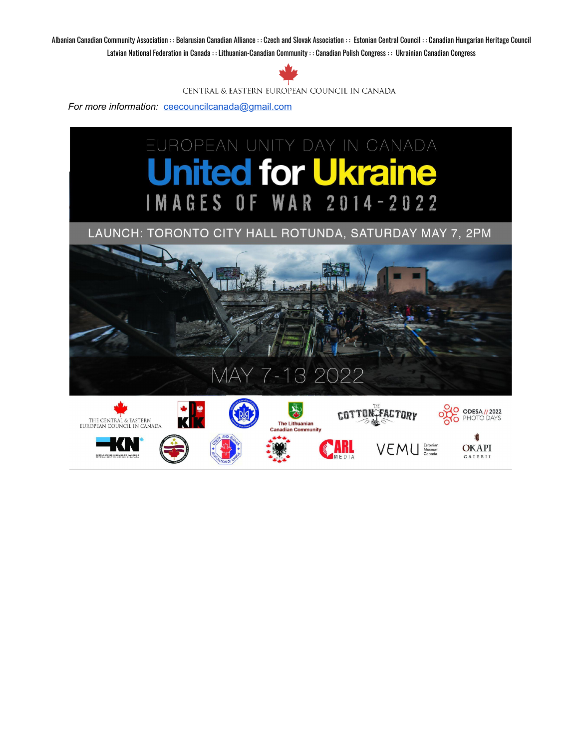Albanian Canadian Community Association : : Belarusian Canadian Alliance : : Czech and Slovak Association : : Estonian Central Council : : Canadian Hungarian Heritage Council
Latvian National Federation in Canada : : Lithuanian-Canadian Community : : Canadian Polish Congress : : Ukrainian Canadian Congress

CENTRAL & EASTERN EUROPEAN COUNCIL IN CANADA

*For more information:* ceecouncilcanada@gmail.com

EUROPEAN UNITY DAY IN CANADA

# United for Ukraine

IMAGES OF WAR 2014-2022

LAUNCH: TORONTO CITY HALL ROTUNDA, SATURDAY MAY 7, 2PM

MAY 7-13 2022

THE CENTRAL & EASTERN EUROPEAN COUNCIL IN CANADA

The Lithuanian Canadian Community

THE COTTON FACTORY

ODESA // 2022 PHOTO DAYS

CARL MEDIA

VEMU Estonian Museum Canada

OKAPI GALERII